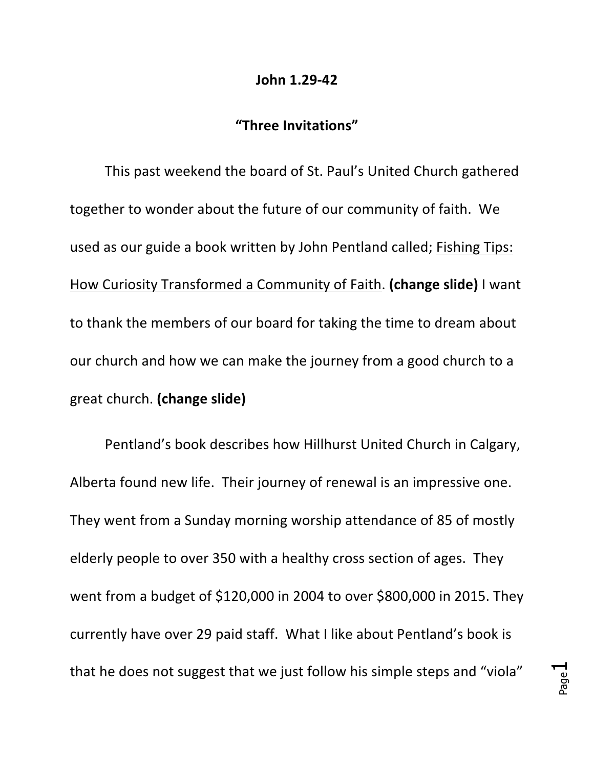**John 1.29-42**

**"Three Invitations"**

This past weekend the board of St. Paul's United Church gathered together to wonder about the future of our community of faith. We used as our guide a book written by John Pentland called; <u>Fishing Tips: How Curiosity Transformed a Community of Faith</u>. **(change slide)** I want to thank the members of our board for taking the time to dream about our church and how we can make the journey from a good church to a great church. **(change slide)**

Pentland's book describes how Hillhurst United Church in Calgary, Alberta found new life. Their journey of renewal is an impressive one. They went from a Sunday morning worship attendance of 85 of mostly elderly people to over 350 with a healthy cross section of ages. They went from a budget of $120,000 in 2004 to over $800,000 in 2015. They currently have over 29 paid staff. What I like about Pentland's book is that he does not suggest that we just follow his simple steps and "viola"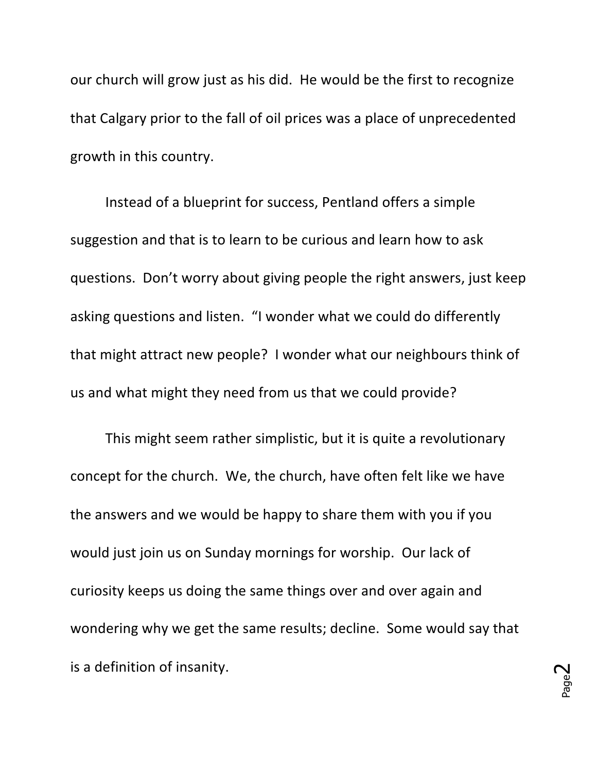our church will grow just as his did. He would be the first to recognize that Calgary prior to the fall of oil prices was a place of unprecedented growth in this country.

Instead of a blueprint for success, Pentland offers a simple suggestion and that is to learn to be curious and learn how to ask questions. Don't worry about giving people the right answers, just keep asking questions and listen. "I wonder what we could do differently that might attract new people? I wonder what our neighbours think of us and what might they need from us that we could provide?

This might seem rather simplistic, but it is quite a revolutionary concept for the church. We, the church, have often felt like we have the answers and we would be happy to share them with you if you would just join us on Sunday mornings for worship. Our lack of curiosity keeps us doing the same things over and over again and wondering why we get the same results; decline. Some would say that is a definition of insanity.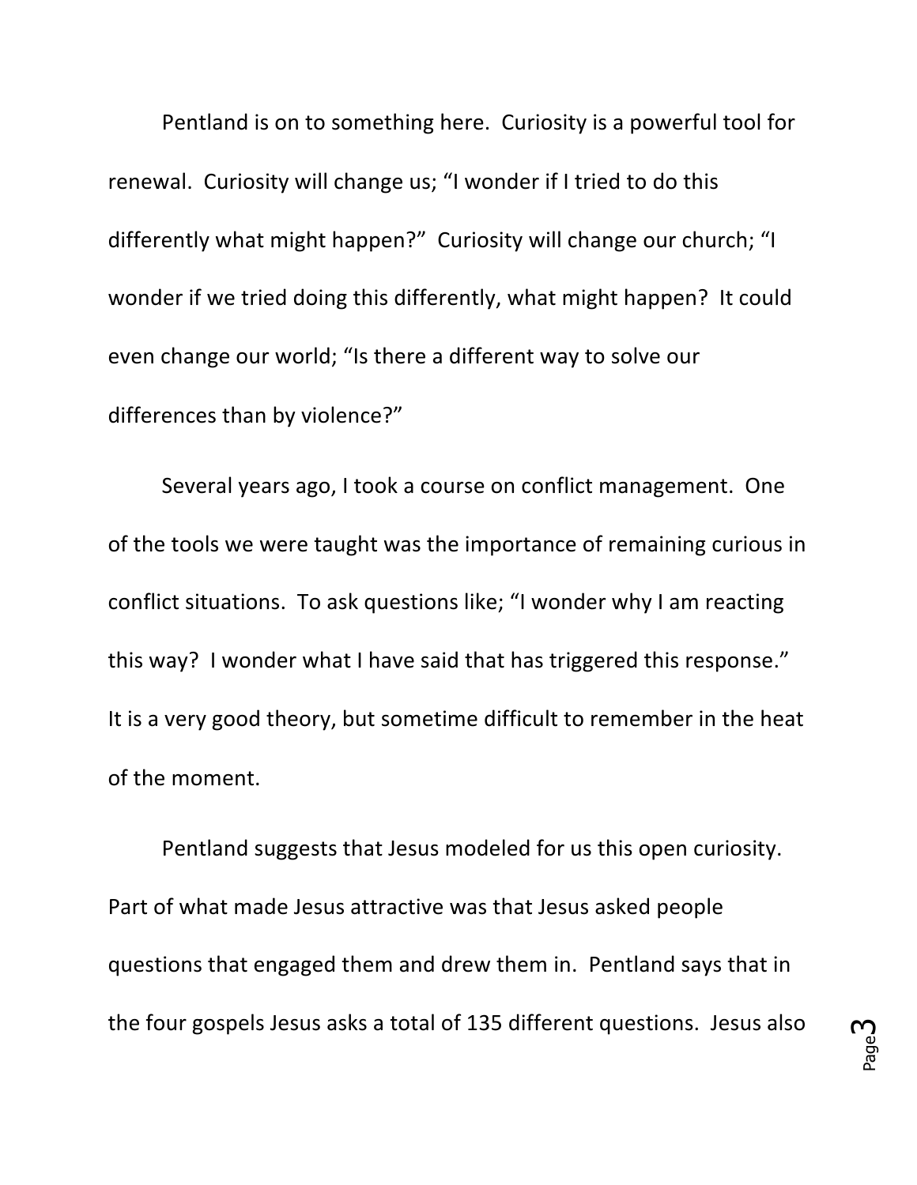Pentland is on to something here. Curiosity is a powerful tool for renewal. Curiosity will change us; “I wonder if I tried to do this differently what might happen?” Curiosity will change our church; “I wonder if we tried doing this differently, what might happen? It could even change our world; “Is there a different way to solve our differences than by violence?”

Several years ago, I took a course on conflict management. One of the tools we were taught was the importance of remaining curious in conflict situations. To ask questions like; “I wonder why I am reacting this way? I wonder what I have said that has triggered this response.” It is a very good theory, but sometime difficult to remember in the heat of the moment.

Pentland suggests that Jesus modeled for us this open curiosity. Part of what made Jesus attractive was that Jesus asked people questions that engaged them and drew them in. Pentland says that in the four gospels Jesus asks a total of 135 different questions. Jesus also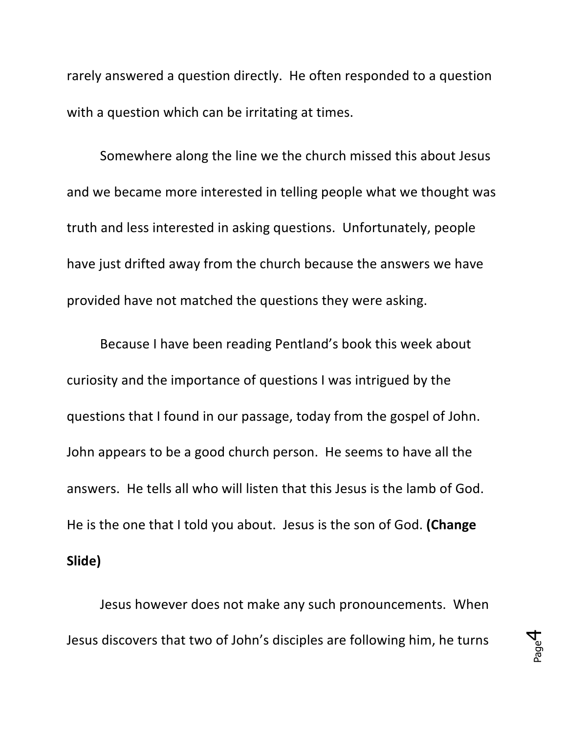rarely answered a question directly. He often responded to a question with a question which can be irritating at times.

Somewhere along the line we the church missed this about Jesus and we became more interested in telling people what we thought was truth and less interested in asking questions. Unfortunately, people have just drifted away from the church because the answers we have provided have not matched the questions they were asking.

Because I have been reading Pentland's book this week about curiosity and the importance of questions I was intrigued by the questions that I found in our passage, today from the gospel of John. John appears to be a good church person. He seems to have all the answers. He tells all who will listen that this Jesus is the lamb of God. He is the one that I told you about. Jesus is the son of God. **(Change Slide)**

Jesus however does not make any such pronouncements. When Jesus discovers that two of John's disciples are following him, he turns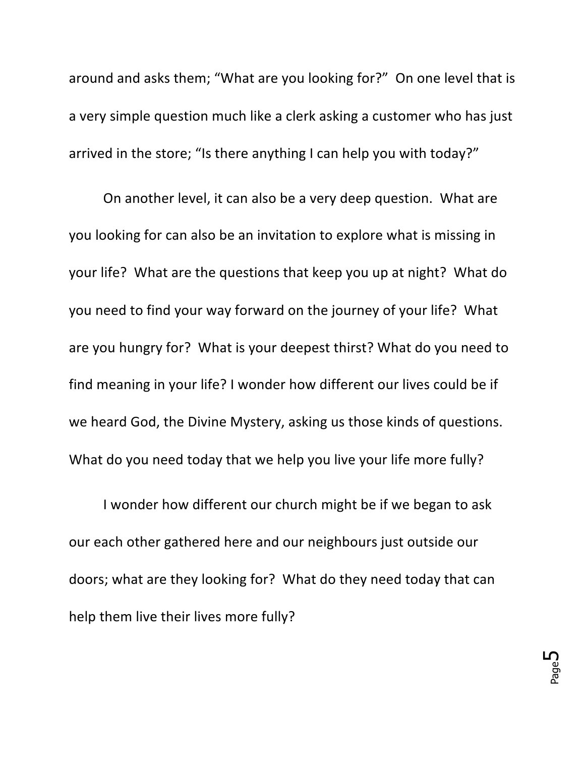around and asks them; “What are you looking for?” On one level that is a very simple question much like a clerk asking a customer who has just arrived in the store; “Is there anything I can help you with today?”

On another level, it can also be a very deep question. What are you looking for can also be an invitation to explore what is missing in your life? What are the questions that keep you up at night? What do you need to find your way forward on the journey of your life? What are you hungry for? What is your deepest thirst? What do you need to find meaning in your life? I wonder how different our lives could be if we heard God, the Divine Mystery, asking us those kinds of questions. What do you need today that we help you live your life more fully?

I wonder how different our church might be if we began to ask our each other gathered here and our neighbours just outside our doors; what are they looking for? What do they need today that can help them live their lives more fully?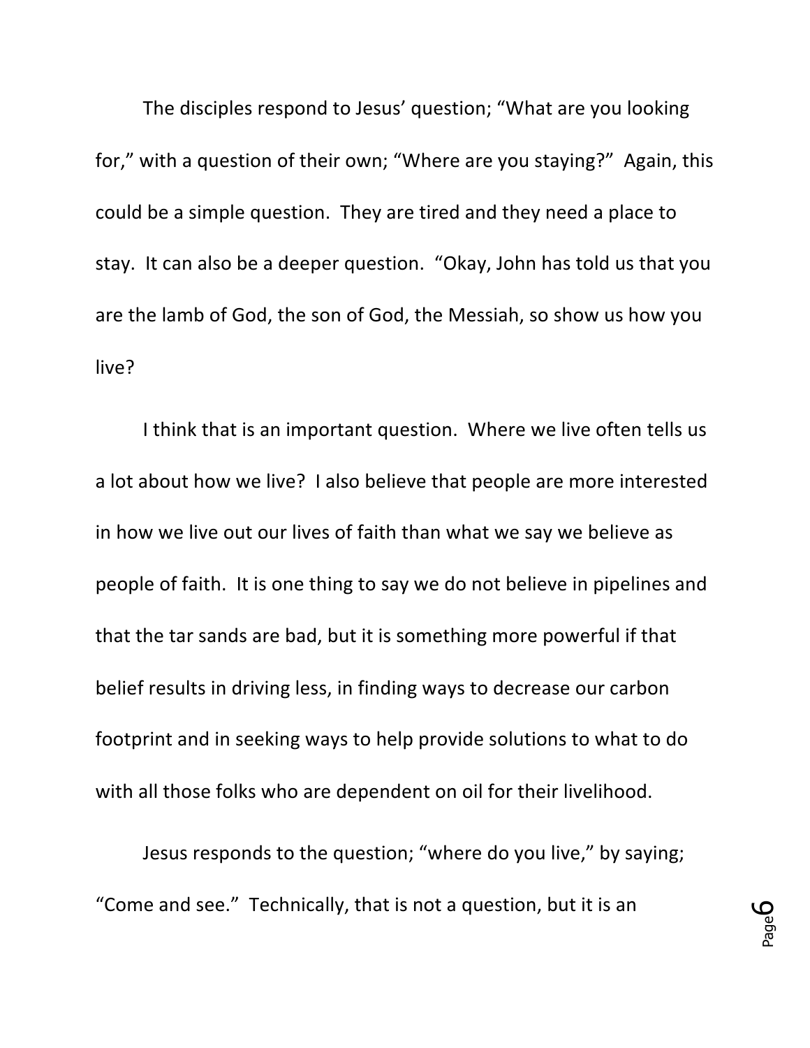The disciples respond to Jesus' question; "What are you looking for," with a question of their own; "Where are you staying?" Again, this could be a simple question. They are tired and they need a place to stay. It can also be a deeper question. "Okay, John has told us that you are the lamb of God, the son of God, the Messiah, so show us how you live?

I think that is an important question. Where we live often tells us a lot about how we live? I also believe that people are more interested in how we live out our lives of faith than what we say we believe as people of faith. It is one thing to say we do not believe in pipelines and that the tar sands are bad, but it is something more powerful if that belief results in driving less, in finding ways to decrease our carbon footprint and in seeking ways to help provide solutions to what to do with all those folks who are dependent on oil for their livelihood.

Jesus responds to the question; "where do you live," by saying; "Come and see." Technically, that is not a question, but it is an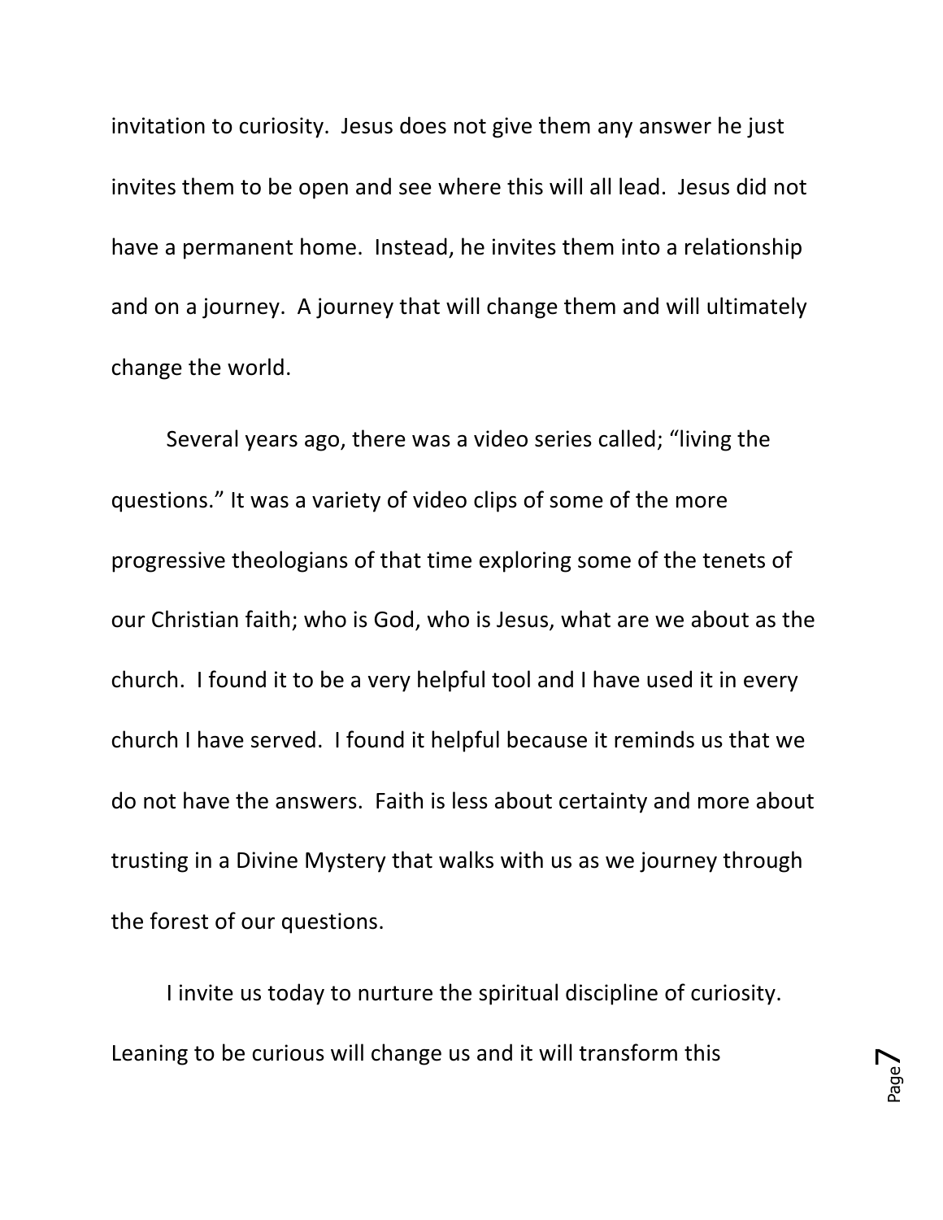invitation to curiosity. Jesus does not give them any answer he just invites them to be open and see where this will all lead. Jesus did not have a permanent home. Instead, he invites them into a relationship and on a journey. A journey that will change them and will ultimately change the world.

Several years ago, there was a video series called; "living the questions." It was a variety of video clips of some of the more progressive theologians of that time exploring some of the tenets of our Christian faith; who is God, who is Jesus, what are we about as the church. I found it to be a very helpful tool and I have used it in every church I have served. I found it helpful because it reminds us that we do not have the answers. Faith is less about certainty and more about trusting in a Divine Mystery that walks with us as we journey through the forest of our questions.

I invite us today to nurture the spiritual discipline of curiosity. Leaning to be curious will change us and it will transform this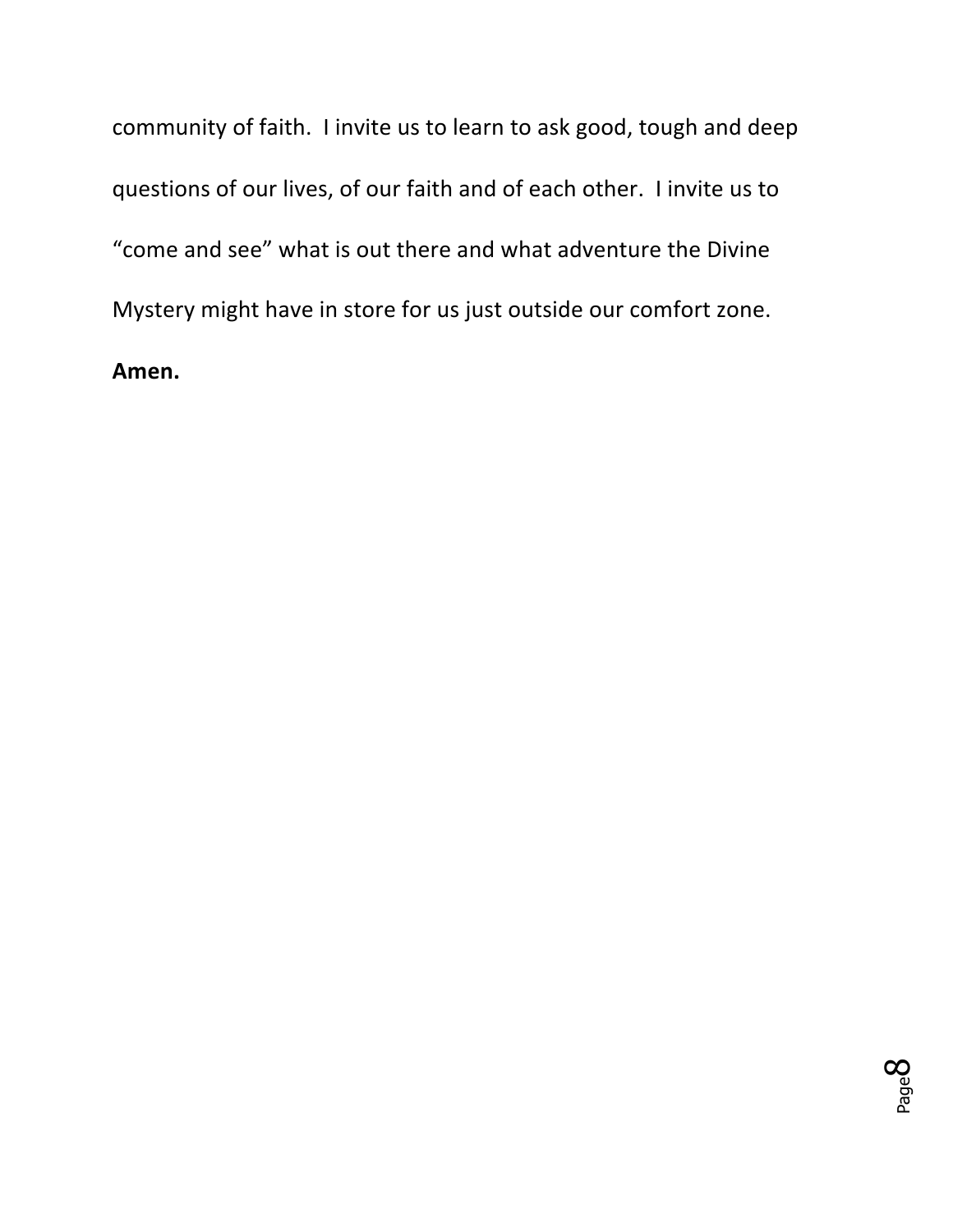community of faith. I invite us to learn to ask good, tough and deep questions of our lives, of our faith and of each other. I invite us to "come and see" what is out there and what adventure the Divine Mystery might have in store for us just outside our comfort zone.

**Amen.**